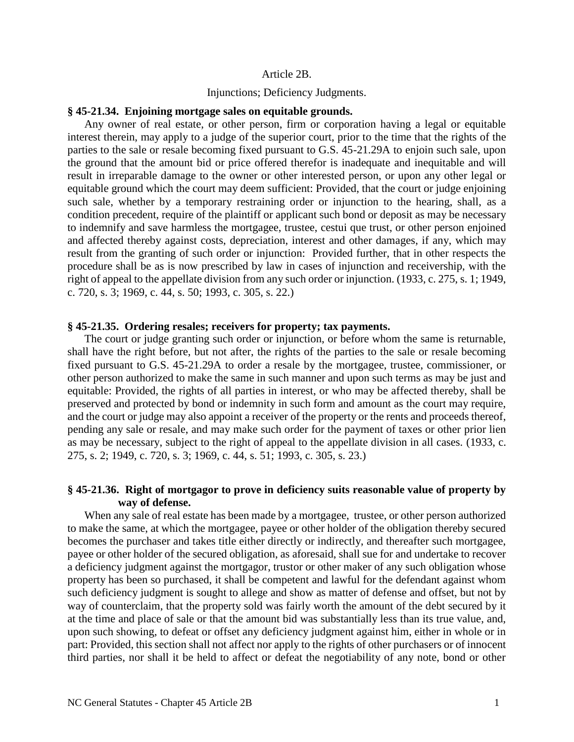Article 2B.

Injunctions; Deficiency Judgments.

**§ 45-21.34. Enjoining mortgage sales on equitable grounds.**

Any owner of real estate, or other person, firm or corporation having a legal or equitable interest therein, may apply to a judge of the superior court, prior to the time that the rights of the parties to the sale or resale becoming fixed pursuant to G.S. 45-21.29A to enjoin such sale, upon the ground that the amount bid or price offered therefor is inadequate and inequitable and will result in irreparable damage to the owner or other interested person, or upon any other legal or equitable ground which the court may deem sufficient: Provided, that the court or judge enjoining such sale, whether by a temporary restraining order or injunction to the hearing, shall, as a condition precedent, require of the plaintiff or applicant such bond or deposit as may be necessary to indemnify and save harmless the mortgagee, trustee, cestui que trust, or other person enjoined and affected thereby against costs, depreciation, interest and other damages, if any, which may result from the granting of such order or injunction: Provided further, that in other respects the procedure shall be as is now prescribed by law in cases of injunction and receivership, with the right of appeal to the appellate division from any such order or injunction. (1933, c. 275, s. 1; 1949, c. 720, s. 3; 1969, c. 44, s. 50; 1993, c. 305, s. 22.)

**§ 45-21.35. Ordering resales; receivers for property; tax payments.**

The court or judge granting such order or injunction, or before whom the same is returnable, shall have the right before, but not after, the rights of the parties to the sale or resale becoming fixed pursuant to G.S. 45-21.29A to order a resale by the mortgagee, trustee, commissioner, or other person authorized to make the same in such manner and upon such terms as may be just and equitable: Provided, the rights of all parties in interest, or who may be affected thereby, shall be preserved and protected by bond or indemnity in such form and amount as the court may require, and the court or judge may also appoint a receiver of the property or the rents and proceeds thereof, pending any sale or resale, and may make such order for the payment of taxes or other prior lien as may be necessary, subject to the right of appeal to the appellate division in all cases. (1933, c. 275, s. 2; 1949, c. 720, s. 3; 1969, c. 44, s. 51; 1993, c. 305, s. 23.)

**§ 45-21.36. Right of mortgagor to prove in deficiency suits reasonable value of property by way of defense.**

When any sale of real estate has been made by a mortgagee, trustee, or other person authorized to make the same, at which the mortgagee, payee or other holder of the obligation thereby secured becomes the purchaser and takes title either directly or indirectly, and thereafter such mortgagee, payee or other holder of the secured obligation, as aforesaid, shall sue for and undertake to recover a deficiency judgment against the mortgagor, trustor or other maker of any such obligation whose property has been so purchased, it shall be competent and lawful for the defendant against whom such deficiency judgment is sought to allege and show as matter of defense and offset, but not by way of counterclaim, that the property sold was fairly worth the amount of the debt secured by it at the time and place of sale or that the amount bid was substantially less than its true value, and, upon such showing, to defeat or offset any deficiency judgment against him, either in whole or in part: Provided, this section shall not affect nor apply to the rights of other purchasers or of innocent third parties, nor shall it be held to affect or defeat the negotiability of any note, bond or other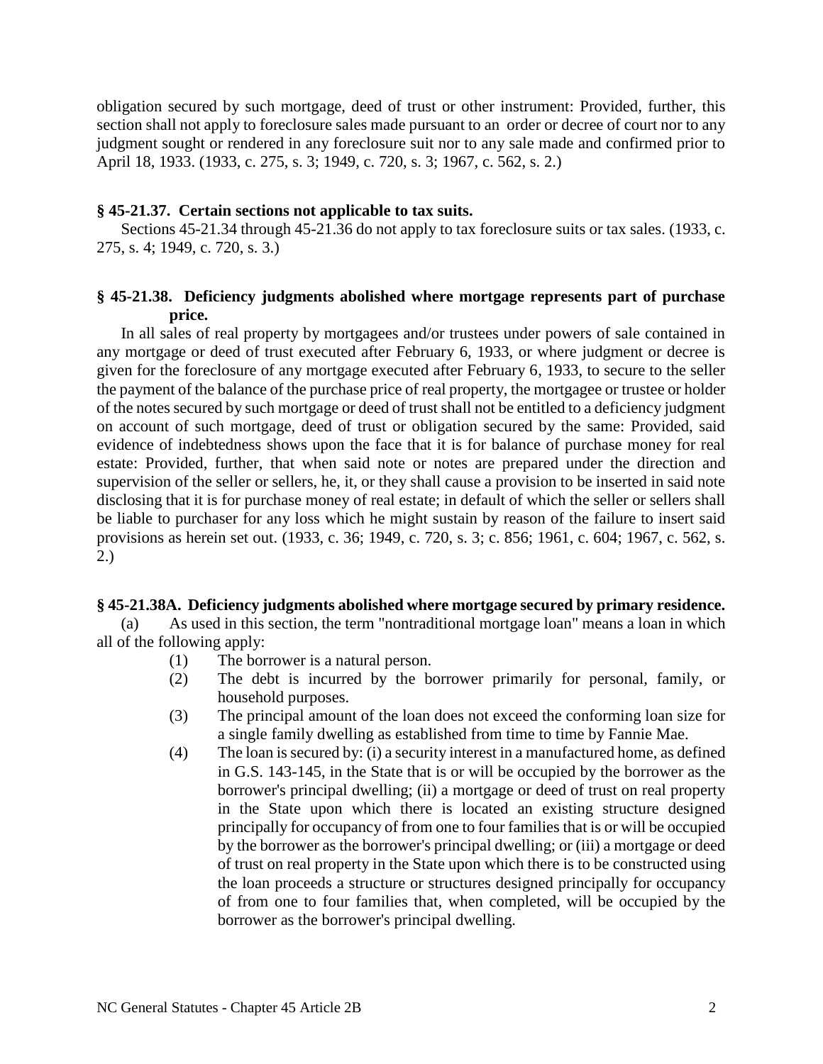obligation secured by such mortgage, deed of trust or other instrument: Provided, further, this section shall not apply to foreclosure sales made pursuant to an order or decree of court nor to any judgment sought or rendered in any foreclosure suit nor to any sale made and confirmed prior to April 18, 1933. (1933, c. 275, s. 3; 1949, c. 720, s. 3; 1967, c. 562, s. 2.)

### § 45-21.37. Certain sections not applicable to tax suits.

Sections 45-21.34 through 45-21.36 do not apply to tax foreclosure suits or tax sales. (1933, c. 275, s. 4; 1949, c. 720, s. 3.)

### § 45-21.38. Deficiency judgments abolished where mortgage represents part of purchase price.

In all sales of real property by mortgagees and/or trustees under powers of sale contained in any mortgage or deed of trust executed after February 6, 1933, or where judgment or decree is given for the foreclosure of any mortgage executed after February 6, 1933, to secure to the seller the payment of the balance of the purchase price of real property, the mortgagee or trustee or holder of the notes secured by such mortgage or deed of trust shall not be entitled to a deficiency judgment on account of such mortgage, deed of trust or obligation secured by the same: Provided, said evidence of indebtedness shows upon the face that it is for balance of purchase money for real estate: Provided, further, that when said note or notes are prepared under the direction and supervision of the seller or sellers, he, it, or they shall cause a provision to be inserted in said note disclosing that it is for purchase money of real estate; in default of which the seller or sellers shall be liable to purchaser for any loss which he might sustain by reason of the failure to insert said provisions as herein set out. (1933, c. 36; 1949, c. 720, s. 3; c. 856; 1961, c. 604; 1967, c. 562, s. 2.)

### § 45-21.38A. Deficiency judgments abolished where mortgage secured by primary residence.

(a) As used in this section, the term "nontraditional mortgage loan" means a loan in which all of the following apply:

(1) The borrower is a natural person.

(2) The debt is incurred by the borrower primarily for personal, family, or household purposes.

(3) The principal amount of the loan does not exceed the conforming loan size for a single family dwelling as established from time to time by Fannie Mae.

(4) The loan is secured by: (i) a security interest in a manufactured home, as defined in G.S. 143-145, in the State that is or will be occupied by the borrower as the borrower's principal dwelling; (ii) a mortgage or deed of trust on real property in the State upon which there is located an existing structure designed principally for occupancy of from one to four families that is or will be occupied by the borrower as the borrower's principal dwelling; or (iii) a mortgage or deed of trust on real property in the State upon which there is to be constructed using the loan proceeds a structure or structures designed principally for occupancy of from one to four families that, when completed, will be occupied by the borrower as the borrower's principal dwelling.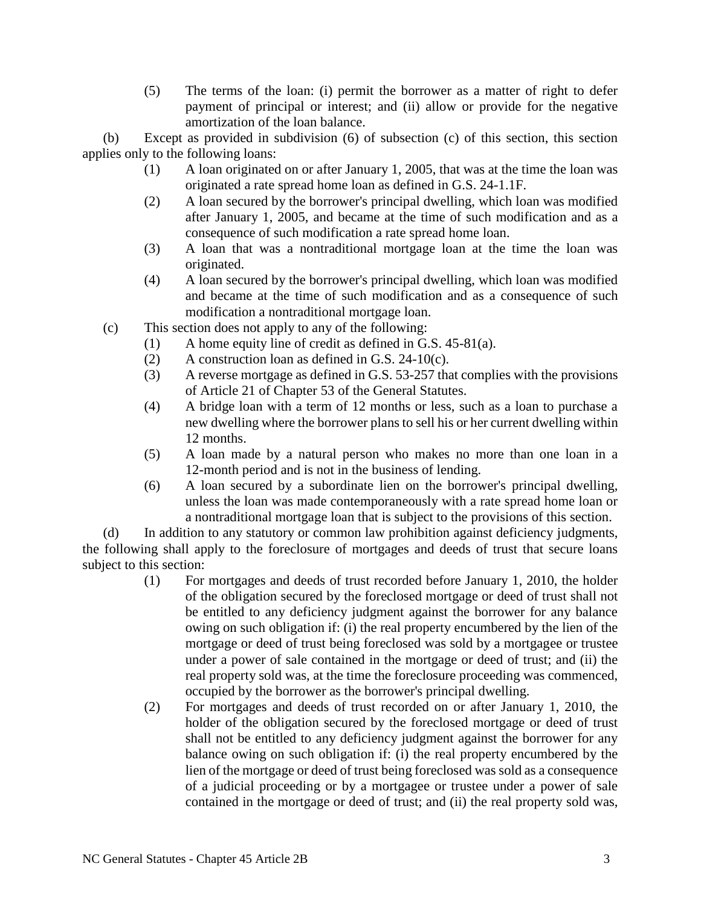(5) The terms of the loan: (i) permit the borrower as a matter of right to defer payment of principal or interest; and (ii) allow or provide for the negative amortization of the loan balance.

(b) Except as provided in subdivision (6) of subsection (c) of this section, this section applies only to the following loans:

(1) A loan originated on or after January 1, 2005, that was at the time the loan was originated a rate spread home loan as defined in G.S. 24-1.1F.

(2) A loan secured by the borrower's principal dwelling, which loan was modified after January 1, 2005, and became at the time of such modification and as a consequence of such modification a rate spread home loan.

(3) A loan that was a nontraditional mortgage loan at the time the loan was originated.

(4) A loan secured by the borrower's principal dwelling, which loan was modified and became at the time of such modification and as a consequence of such modification a nontraditional mortgage loan.

(c) This section does not apply to any of the following:

(1) A home equity line of credit as defined in G.S. 45-81(a).

(2) A construction loan as defined in G.S. 24-10(c).

(3) A reverse mortgage as defined in G.S. 53-257 that complies with the provisions of Article 21 of Chapter 53 of the General Statutes.

(4) A bridge loan with a term of 12 months or less, such as a loan to purchase a new dwelling where the borrower plans to sell his or her current dwelling within 12 months.

(5) A loan made by a natural person who makes no more than one loan in a 12-month period and is not in the business of lending.

(6) A loan secured by a subordinate lien on the borrower's principal dwelling, unless the loan was made contemporaneously with a rate spread home loan or a nontraditional mortgage loan that is subject to the provisions of this section.

(d) In addition to any statutory or common law prohibition against deficiency judgments, the following shall apply to the foreclosure of mortgages and deeds of trust that secure loans subject to this section:

(1) For mortgages and deeds of trust recorded before January 1, 2010, the holder of the obligation secured by the foreclosed mortgage or deed of trust shall not be entitled to any deficiency judgment against the borrower for any balance owing on such obligation if: (i) the real property encumbered by the lien of the mortgage or deed of trust being foreclosed was sold by a mortgagee or trustee under a power of sale contained in the mortgage or deed of trust; and (ii) the real property sold was, at the time the foreclosure proceeding was commenced, occupied by the borrower as the borrower's principal dwelling.

(2) For mortgages and deeds of trust recorded on or after January 1, 2010, the holder of the obligation secured by the foreclosed mortgage or deed of trust shall not be entitled to any deficiency judgment against the borrower for any balance owing on such obligation if: (i) the real property encumbered by the lien of the mortgage or deed of trust being foreclosed was sold as a consequence of a judicial proceeding or by a mortgagee or trustee under a power of sale contained in the mortgage or deed of trust; and (ii) the real property sold was,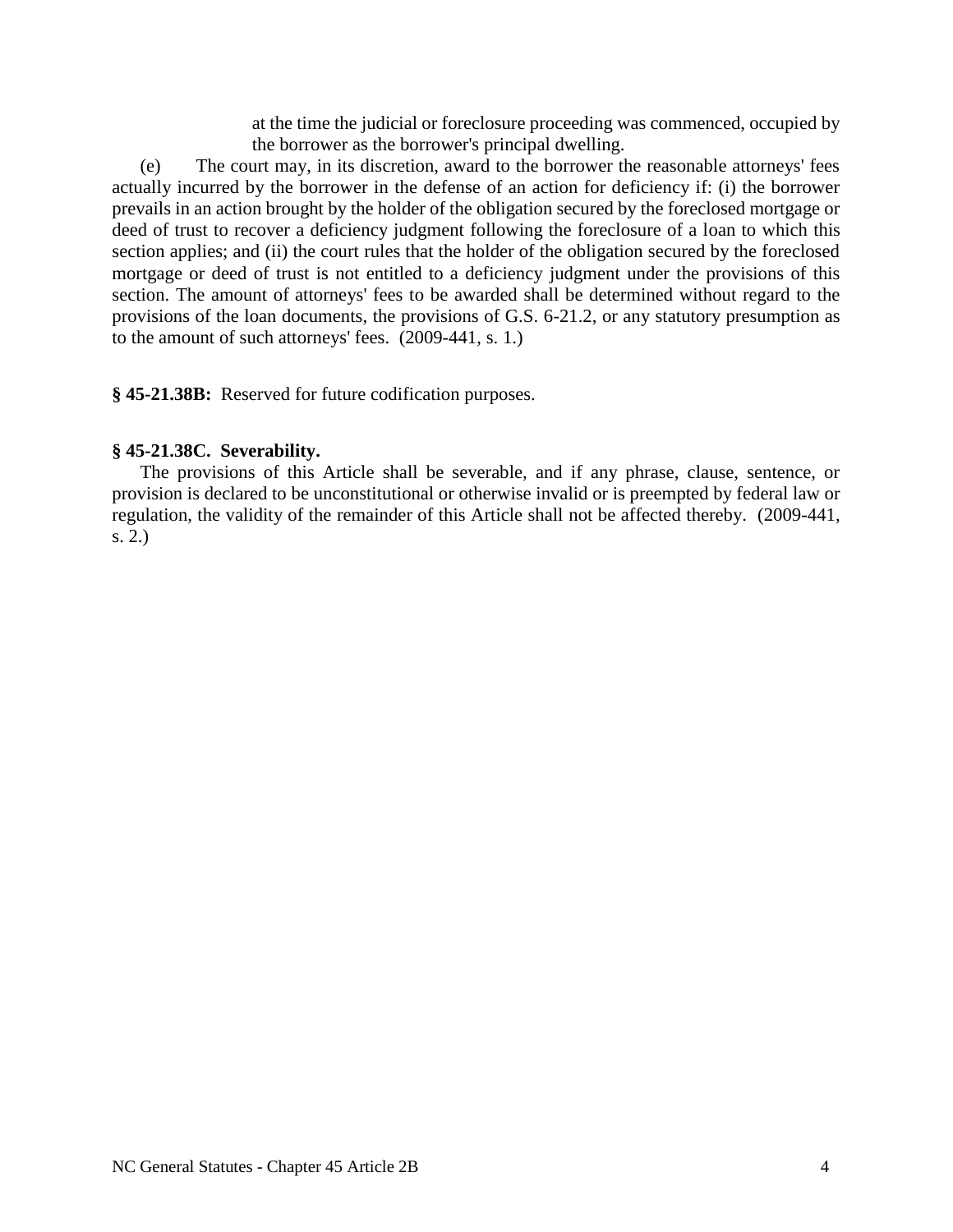at the time the judicial or foreclosure proceeding was commenced, occupied by the borrower as the borrower's principal dwelling.

(e) The court may, in its discretion, award to the borrower the reasonable attorneys' fees actually incurred by the borrower in the defense of an action for deficiency if: (i) the borrower prevails in an action brought by the holder of the obligation secured by the foreclosed mortgage or deed of trust to recover a deficiency judgment following the foreclosure of a loan to which this section applies; and (ii) the court rules that the holder of the obligation secured by the foreclosed mortgage or deed of trust is not entitled to a deficiency judgment under the provisions of this section. The amount of attorneys' fees to be awarded shall be determined without regard to the provisions of the loan documents, the provisions of G.S. 6-21.2, or any statutory presumption as to the amount of such attorneys' fees. (2009-441, s. 1.)

**§ 45-21.38B:** Reserved for future codification purposes.

**§ 45-21.38C. Severability.**

The provisions of this Article shall be severable, and if any phrase, clause, sentence, or provision is declared to be unconstitutional or otherwise invalid or is preempted by federal law or regulation, the validity of the remainder of this Article shall not be affected thereby. (2009-441, s. 2.)